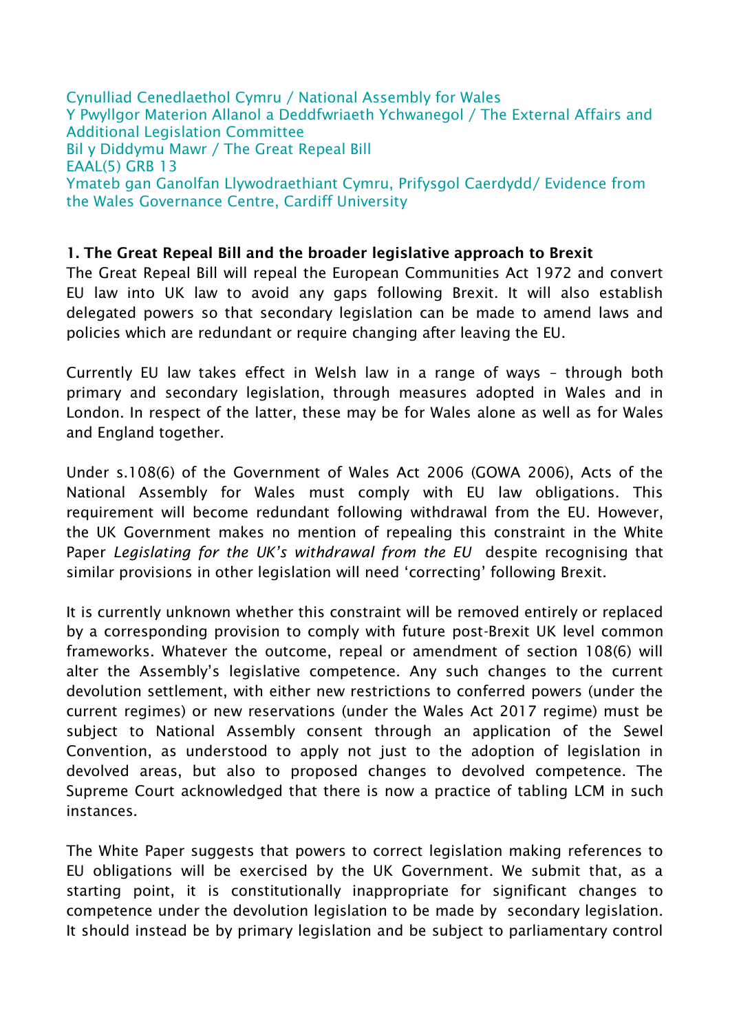Cynulliad Cenedlaethol Cymru / National Assembly for Wales
Y Pwyllgor Materion Allanol a Deddfwriaeth Ychwanegol / The External Affairs and Additional Legislation Committee
Bil y Diddymu Mawr / The Great Repeal Bill
EAAL(5) GRB 13
Ymateb gan Ganolfan Llywodraethiant Cymru, Prifysgol Caerdydd/ Evidence from the Wales Governance Centre, Cardiff University

## 1. The Great Repeal Bill and the broader legislative approach to Brexit

The Great Repeal Bill will repeal the European Communities Act 1972 and convert EU law into UK law to avoid any gaps following Brexit. It will also establish delegated powers so that secondary legislation can be made to amend laws and policies which are redundant or require changing after leaving the EU.

Currently EU law takes effect in Welsh law in a range of ways – through both primary and secondary legislation, through measures adopted in Wales and in London. In respect of the latter, these may be for Wales alone as well as for Wales and England together.

Under s.108(6) of the Government of Wales Act 2006 (GOWA 2006), Acts of the National Assembly for Wales must comply with EU law obligations. This requirement will become redundant following withdrawal from the EU. However, the UK Government makes no mention of repealing this constraint in the White Paper *Legislating for the UK's withdrawal from the EU* despite recognising that similar provisions in other legislation will need 'correcting' following Brexit.

It is currently unknown whether this constraint will be removed entirely or replaced by a corresponding provision to comply with future post-Brexit UK level common frameworks. Whatever the outcome, repeal or amendment of section 108(6) will alter the Assembly's legislative competence. Any such changes to the current devolution settlement, with either new restrictions to conferred powers (under the current regimes) or new reservations (under the Wales Act 2017 regime) must be subject to National Assembly consent through an application of the Sewel Convention, as understood to apply not just to the adoption of legislation in devolved areas, but also to proposed changes to devolved competence. The Supreme Court acknowledged that there is now a practice of tabling LCM in such instances.

The White Paper suggests that powers to correct legislation making references to EU obligations will be exercised by the UK Government. We submit that, as a starting point, it is constitutionally inappropriate for significant changes to competence under the devolution legislation to be made by secondary legislation. It should instead be by primary legislation and be subject to parliamentary control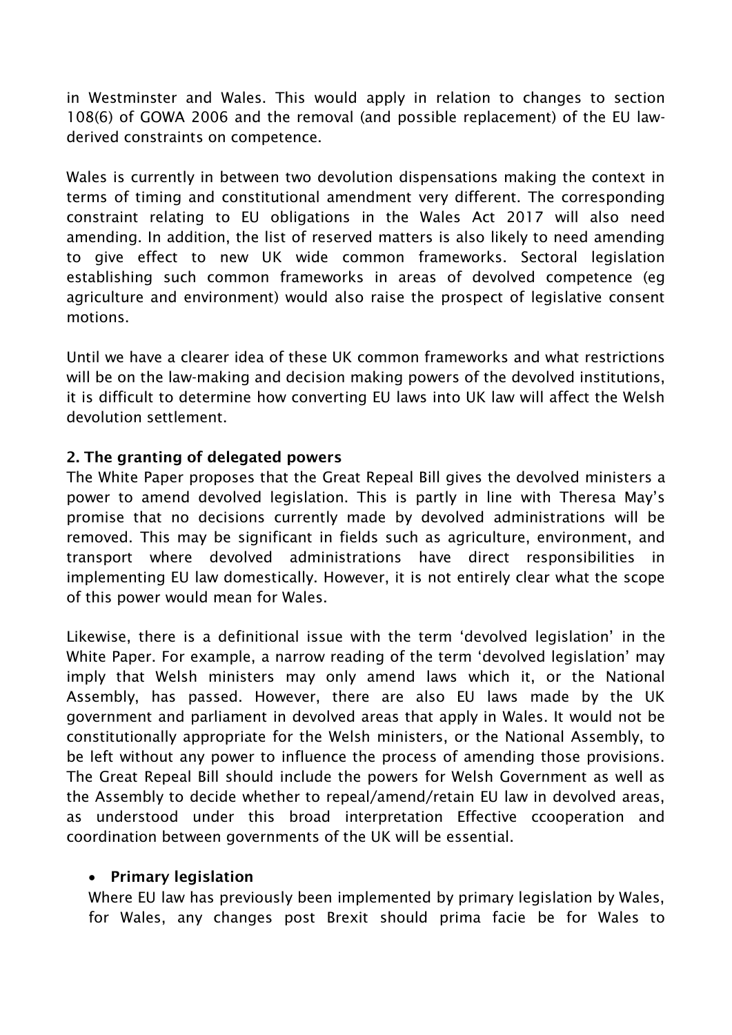in Westminster and Wales. This would apply in relation to changes to section 108(6) of GOWA 2006 and the removal (and possible replacement) of the EU law-derived constraints on competence.

Wales is currently in between two devolution dispensations making the context in terms of timing and constitutional amendment very different. The corresponding constraint relating to EU obligations in the Wales Act 2017 will also need amending. In addition, the list of reserved matters is also likely to need amending to give effect to new UK wide common frameworks. Sectoral legislation establishing such common frameworks in areas of devolved competence (eg agriculture and environment) would also raise the prospect of legislative consent motions.

Until we have a clearer idea of these UK common frameworks and what restrictions will be on the law-making and decision making powers of the devolved institutions, it is difficult to determine how converting EU laws into UK law will affect the Welsh devolution settlement.

**2. The granting of delegated powers**

The White Paper proposes that the Great Repeal Bill gives the devolved ministers a power to amend devolved legislation. This is partly in line with Theresa May's promise that no decisions currently made by devolved administrations will be removed. This may be significant in fields such as agriculture, environment, and transport where devolved administrations have direct responsibilities in implementing EU law domestically. However, it is not entirely clear what the scope of this power would mean for Wales.

Likewise, there is a definitional issue with the term 'devolved legislation' in the White Paper. For example, a narrow reading of the term 'devolved legislation' may imply that Welsh ministers may only amend laws which it, or the National Assembly, has passed. However, there are also EU laws made by the UK government and parliament in devolved areas that apply in Wales. It would not be constitutionally appropriate for the Welsh ministers, or the National Assembly, to be left without any power to influence the process of amending those provisions. The Great Repeal Bill should include the powers for Welsh Government as well as the Assembly to decide whether to repeal/amend/retain EU law in devolved areas, as understood under this broad interpretation Effective ccooperation and coordination between governments of the UK will be essential.

- **Primary legislation**

  Where EU law has previously been implemented by primary legislation by Wales, for Wales, any changes post Brexit should prima facie be for Wales to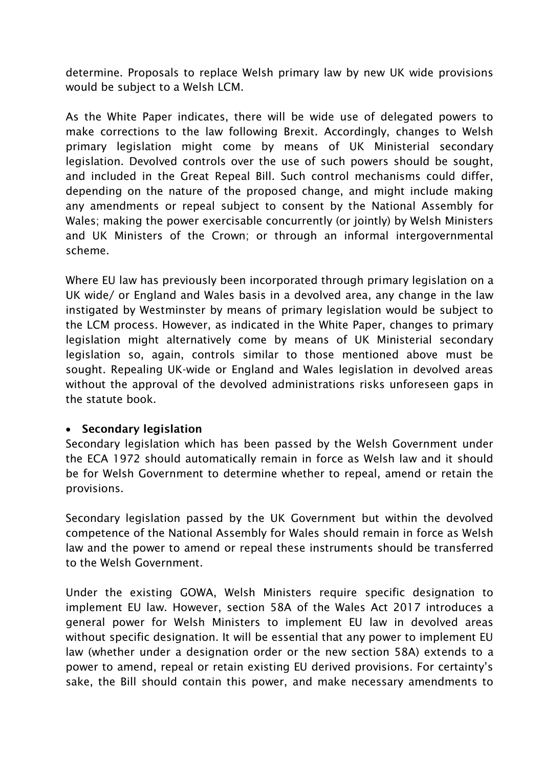determine. Proposals to replace Welsh primary law by new UK wide provisions would be subject to a Welsh LCM.

As the White Paper indicates, there will be wide use of delegated powers to make corrections to the law following Brexit. Accordingly, changes to Welsh primary legislation might come by means of UK Ministerial secondary legislation. Devolved controls over the use of such powers should be sought, and included in the Great Repeal Bill. Such control mechanisms could differ, depending on the nature of the proposed change, and might include making any amendments or repeal subject to consent by the National Assembly for Wales; making the power exercisable concurrently (or jointly) by Welsh Ministers and UK Ministers of the Crown; or through an informal intergovernmental scheme.

Where EU law has previously been incorporated through primary legislation on a UK wide/ or England and Wales basis in a devolved area, any change in the law instigated by Westminster by means of primary legislation would be subject to the LCM process. However, as indicated in the White Paper, changes to primary legislation might alternatively come by means of UK Ministerial secondary legislation so, again, controls similar to those mentioned above must be sought. Repealing UK-wide or England and Wales legislation in devolved areas without the approval of the devolved administrations risks unforeseen gaps in the statute book.

- **Secondary legislation**

Secondary legislation which has been passed by the Welsh Government under the ECA 1972 should automatically remain in force as Welsh law and it should be for Welsh Government to determine whether to repeal, amend or retain the provisions.

Secondary legislation passed by the UK Government but within the devolved competence of the National Assembly for Wales should remain in force as Welsh law and the power to amend or repeal these instruments should be transferred to the Welsh Government.

Under the existing GOWA, Welsh Ministers require specific designation to implement EU law. However, section 58A of the Wales Act 2017 introduces a general power for Welsh Ministers to implement EU law in devolved areas without specific designation. It will be essential that any power to implement EU law (whether under a designation order or the new section 58A) extends to a power to amend, repeal or retain existing EU derived provisions. For certainty's sake, the Bill should contain this power, and make necessary amendments to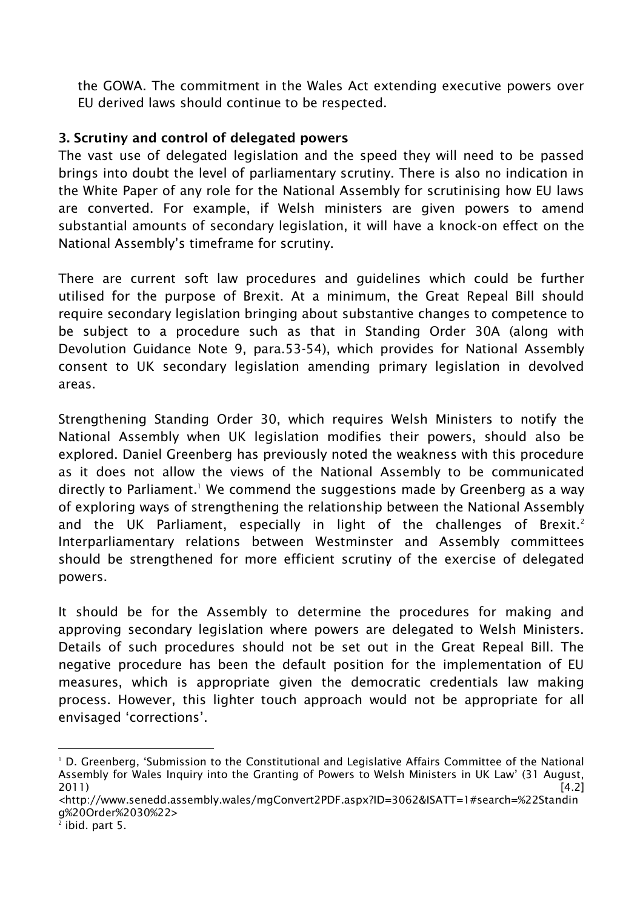the GOWA. The commitment in the Wales Act extending executive powers over EU derived laws should continue to be respected.

### 3. Scrutiny and control of delegated powers

The vast use of delegated legislation and the speed they will need to be passed brings into doubt the level of parliamentary scrutiny. There is also no indication in the White Paper of any role for the National Assembly for scrutinising how EU laws are converted. For example, if Welsh ministers are given powers to amend substantial amounts of secondary legislation, it will have a knock-on effect on the National Assembly's timeframe for scrutiny.

There are current soft law procedures and guidelines which could be further utilised for the purpose of Brexit. At a minimum, the Great Repeal Bill should require secondary legislation bringing about substantive changes to competence to be subject to a procedure such as that in Standing Order 30A (along with Devolution Guidance Note 9, para.53-54), which provides for National Assembly consent to UK secondary legislation amending primary legislation in devolved areas.

Strengthening Standing Order 30, which requires Welsh Ministers to notify the National Assembly when UK legislation modifies their powers, should also be explored. Daniel Greenberg has previously noted the weakness with this procedure as it does not allow the views of the National Assembly to be communicated directly to Parliament.[1] We commend the suggestions made by Greenberg as a way of exploring ways of strengthening the relationship between the National Assembly and the UK Parliament, especially in light of the challenges of Brexit.[2] Interparliamentary relations between Westminster and Assembly committees should be strengthened for more efficient scrutiny of the exercise of delegated powers.

It should be for the Assembly to determine the procedures for making and approving secondary legislation where powers are delegated to Welsh Ministers. Details of such procedures should not be set out in the Great Repeal Bill. The negative procedure has been the default position for the implementation of EU measures, which is appropriate given the democratic credentials law making process. However, this lighter touch approach would not be appropriate for all envisaged 'corrections'.

---

[1] D. Greenberg, 'Submission to the Constitutional and Legislative Affairs Committee of the National Assembly for Wales Inquiry into the Granting of Powers to Welsh Ministers in UK Law' (31 August, 2011) [4.2] <http://www.senedd.assembly.wales/mgConvert2PDF.aspx?ID=3062&ISATT=1#search=%22Standing%20Order%2030%22>

[2] ibid. part 5.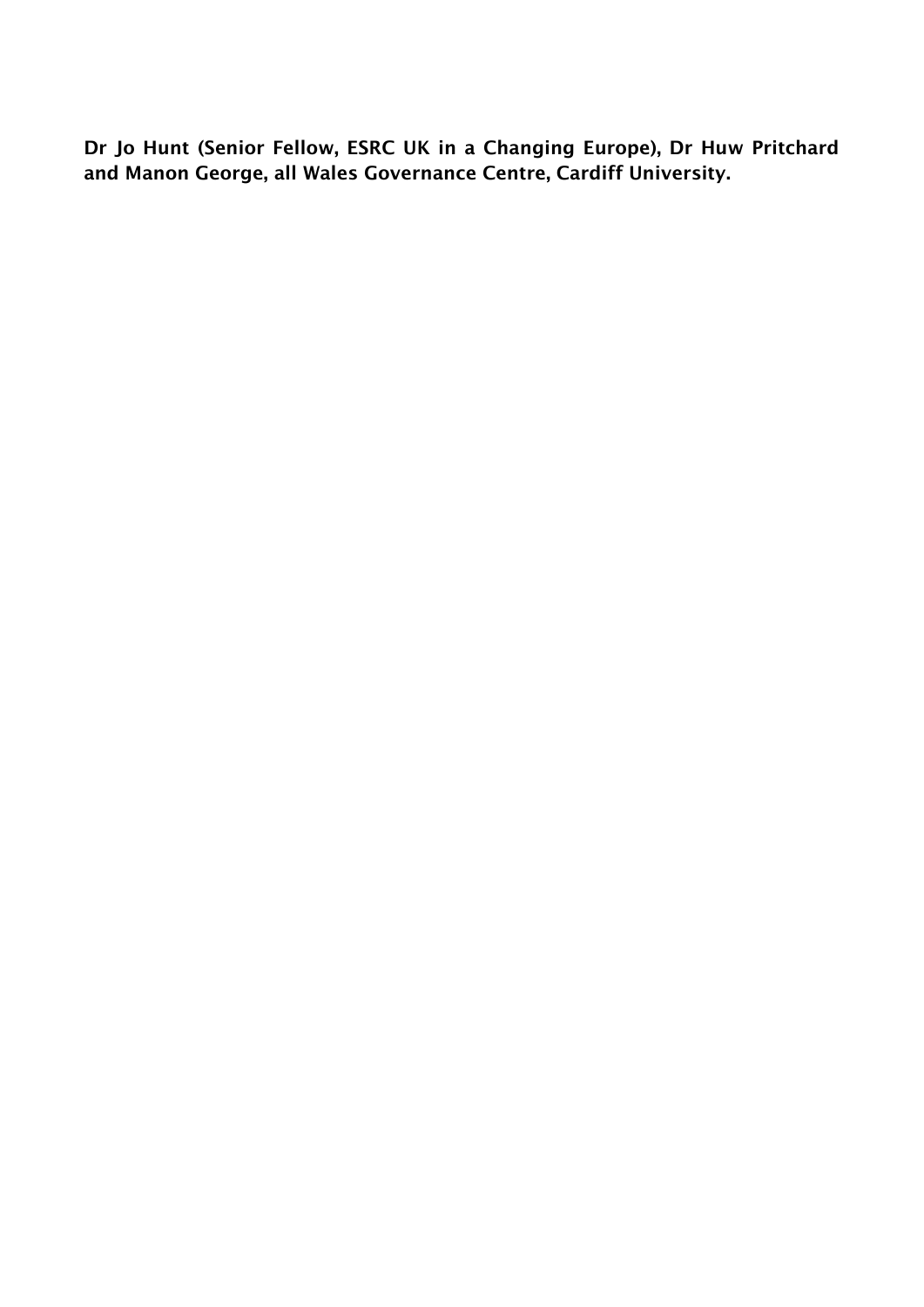**Dr Jo Hunt (Senior Fellow, ESRC UK in a Changing Europe), Dr Huw Pritchard and Manon George, all Wales Governance Centre, Cardiff University.**